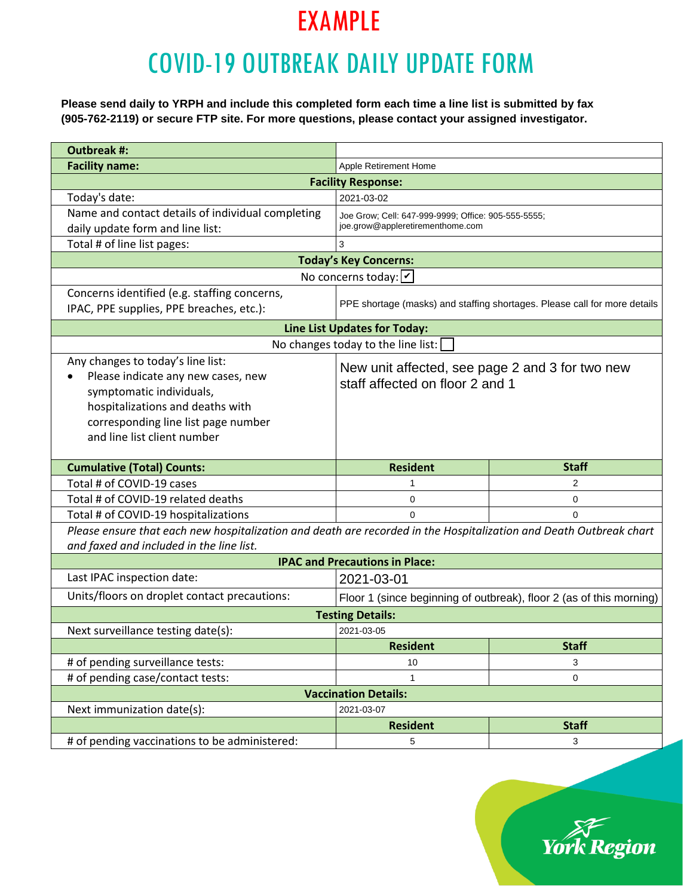# EXAMPLE

# COVID-19 OUTBREAK DAILY UPDATE FORM

**Please send daily to YRPH and include this completed form each time a line list is submitted by fax (905-762-2119) or secure FTP site. For more questions, please contact your assigned investigator.**

| **Outbreak #:** | | |
|---|---|---|
| **Facility name:** | Apple Retirement Home | |
| **Facility Response:** | | |
| Today's date: | 2021-03-02 | |
| Name and contact details of individual completing daily update form and line list: | Joe Grow; Cell: 647-999-9999; Office: 905-555-5555; joe.grow@appleretirementhome.com | |
| Total # of line list pages: | 3 | |
| **Today's Key Concerns:** | | |
| No concerns today: ☑ | | |
| Concerns identified (e.g. staffing concerns, IPAC, PPE supplies, PPE breaches, etc.): | PPE shortage (masks) and staffing shortages. Please call for more details | |
| **Line List Updates for Today:** | | |
| No changes today to the line list: ☐ | | |
| Any changes to today's line list: <br>• Please indicate any new cases, new symptomatic individuals, hospitalizations and deaths with corresponding line list page number and line list client number | New unit affected, see page 2 and 3 for two new staff affected on floor 2 and 1 | |
| **Cumulative (Total) Counts:** | **Resident** | **Staff** |
| Total # of COVID-19 cases | 1 | 2 |
| Total # of COVID-19 related deaths | 0 | 0 |
| Total # of COVID-19 hospitalizations | 0 | 0 |
| *Please ensure that each new hospitalization and death are recorded in the Hospitalization and Death Outbreak chart and faxed and included in the line list.* | | |
| **IPAC and Precautions in Place:** | | |
| Last IPAC inspection date: | 2021-03-01 | |
| Units/floors on droplet contact precautions: | Floor 1 (since beginning of outbreak), floor 2 (as of this morning) | |
| **Testing Details:** | | |
| Next surveillance testing date(s): | 2021-03-05 | |
| | **Resident** | **Staff** |
| # of pending surveillance tests: | 10 | 3 |
| # of pending case/contact tests: | 1 | 0 |
| **Vaccination Details:** | | |
| Next immunization date(s): | 2021-03-07 | |
| | **Resident** | **Staff** |
| # of pending vaccinations to be administered: | 5 | 3 |

York Region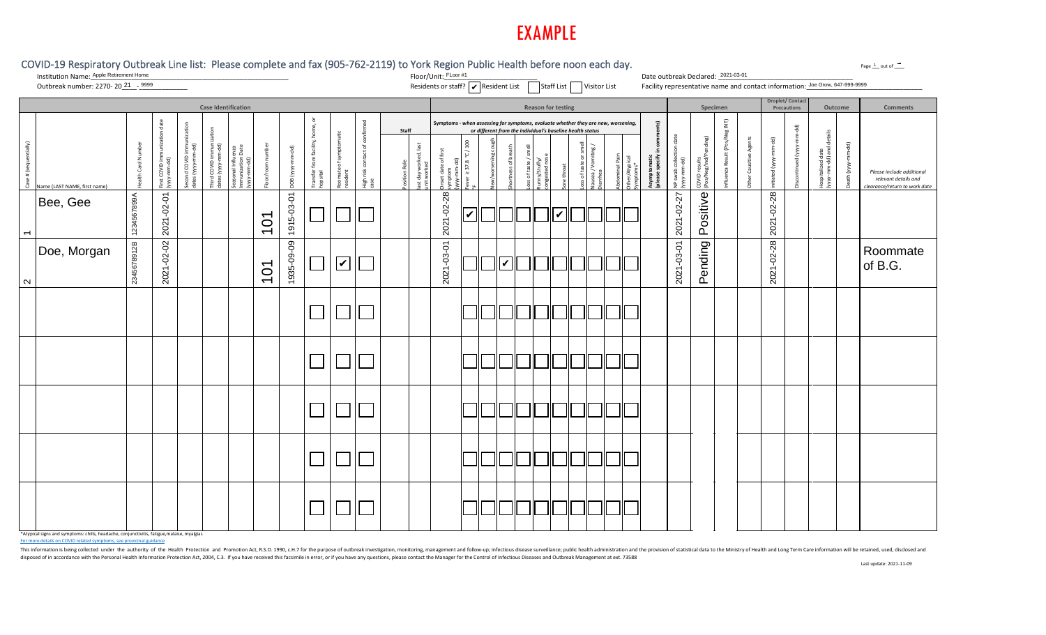# EXAMPLE

## COVID-19 Respiratory Outbreak Line list: Please complete and fax (905-762-2119) to York Region Public Health before noon each day.

Page 1 out of 1

Institution Name: Apple Retirement Home

Outbreak number: 2270- 20 21 - 9999

Floor/Unit: FLoor #1

Residents or staff? ☑ Resident List ☐ Staff List ☐ Visitor List

Date outbreak Declared: 2021-03-01

Facility representative name and contact information: Joe Grow, 647-999-9999

| Case Identification | | | | | | | | | | | | | | Reason for testing | | | | | | | | | | | | | | | Specimen | | | | Droplet/ Contact Precautions | | Outcome | | Comments |
|---|---|---|---|---|---|---|---|---|---|---|---|---|---|---|---|---|---|---|---|---|---|---|---|---|---|---|---|---|---|---|---|---|---|---|---|---|
| | | | | | | | | | | | | Staff | | Symptoms - when assessing for symptoms, evaluate whether they are new, worsening, or different from the individual's baseline health status | | | | | | | | | | | | | | | | | | | | | | |
| Case # (sequentially) | Name (LAST NAME, first name) | Health Card Number | First COVID immunization date (yyyy-mm-dd) | Second COVID immunization dates (yyyy-mm-dd) | Third COVID immunization dates (yyyy-mm-dd) | Seasonal Influenza Immunization Date (yyyy-mm-dd) | Floor/room number | DOB (yyyy-mm-dd) | Transfer from facility, home, or hospital | Roommate of Symptomatic resident | High risk contact of confirmed case | Position Role | last day worked, last unit worked | Onset date of first symptom (yyyy-mm-dd) | Fever ≥ 37.8 °C / 100 °F | New/worsening cough | Shortness of breath | Loss of taste / smell | Runny/Stuffy/ congested nose | Sore throat | Loss of taste or smell | Nausea / Vomiting / Diarrhea | Abdominal Pain | Other/Atypical Symptoms* | Asymptomatic (please specify in comments) | NP swab collection date (yyyy-mm-dd) | COVID results (Pos/Neg/Ind/Pending) | Influenza Result (Pos/Neg/IND) | Other Causitive Agents | Initiated (yyyy-mm-dd) | Discontinued (yyyy-mm-dd) | Hospitalized date (yyyy-mm-dd) and details | Death (yyyy-mm-dd) | *Please include additional relevant details and clearance/return to work date* |
| 1 | Bee, Gee | 1234567899A | 2021-02-01 | | | | 101 | 1915-03-01 | ☐ | ☐ | ☐ | | | 2021-02-28 | ☑ | ☐ | ☐ | ☐ | ☐ | ☑ | ☐ | ☐ | ☐ | ☐ | | 2021-02-27 | Positive | | | 2021-02-28 | | | | |
| 2 | Doe, Morgan | 2345678912B | 2021-02-02 | | | | 101 | 1935-09-09 | ☐ | ☑ | ☐ | | | 2021-03-01 | ☐ | ☐ | ☑ | ☐ | ☐ | ☐ | ☐ | ☐ | ☐ | ☐ | | 2021-03-01 | Pending | | | 2021-02-28 | | | | Roommate of B.G. |
| | | | | | | | | | ☐ | ☐ | ☐ | | | | ☐ | ☐ | ☐ | ☐ | ☐ | ☐ | ☐ | ☐ | ☐ | ☐ | | | | | | | | | | |
| | | | | | | | | | ☐ | ☐ | ☐ | | | | ☐ | ☐ | ☐ | ☐ | ☐ | ☐ | ☐ | ☐ | ☐ | ☐ | | | | | | | | | | |
| | | | | | | | | | ☐ | ☐ | ☐ | | | | ☐ | ☐ | ☐ | ☐ | ☐ | ☐ | ☐ | ☐ | ☐ | ☐ | | | | | | | | | | |
| | | | | | | | | | ☐ | ☐ | ☐ | | | | ☐ | ☐ | ☐ | ☐ | ☐ | ☐ | ☐ | ☐ | ☐ | ☐ | | | | | | | | | | |
| | | | | | | | | | ☐ | ☐ | ☐ | | | | ☐ | ☐ | ☐ | ☐ | ☐ | ☐ | ☐ | ☐ | ☐ | ☐ | | | | | | | | | | |

*Atypical signs and symptoms: chills, headache, conjunctivitis, fatigue,malaise, myalgias

For more details on COVID related symptoms, see provincial guidance

This information is being collected under the authority of the Health Protection and Promotion Act, R.S.O. 1990, c.H.7 for the purpose of outbreak investigation, monitoring, management and follow-up; infectious disease surveillance; public health administration and the provision of statistical data to the Ministry of Health and Long Term Care information will be retained, used, disclosed and disposed of in accordance with the Personal Health Information Protection Act, 2004, C.3. If you have received this facsimile in error, or if you have any questions, please contact the Manager for the Control of Infectious Diseases and Outbreak Management at ext. 73588

Last update: 2021-11-09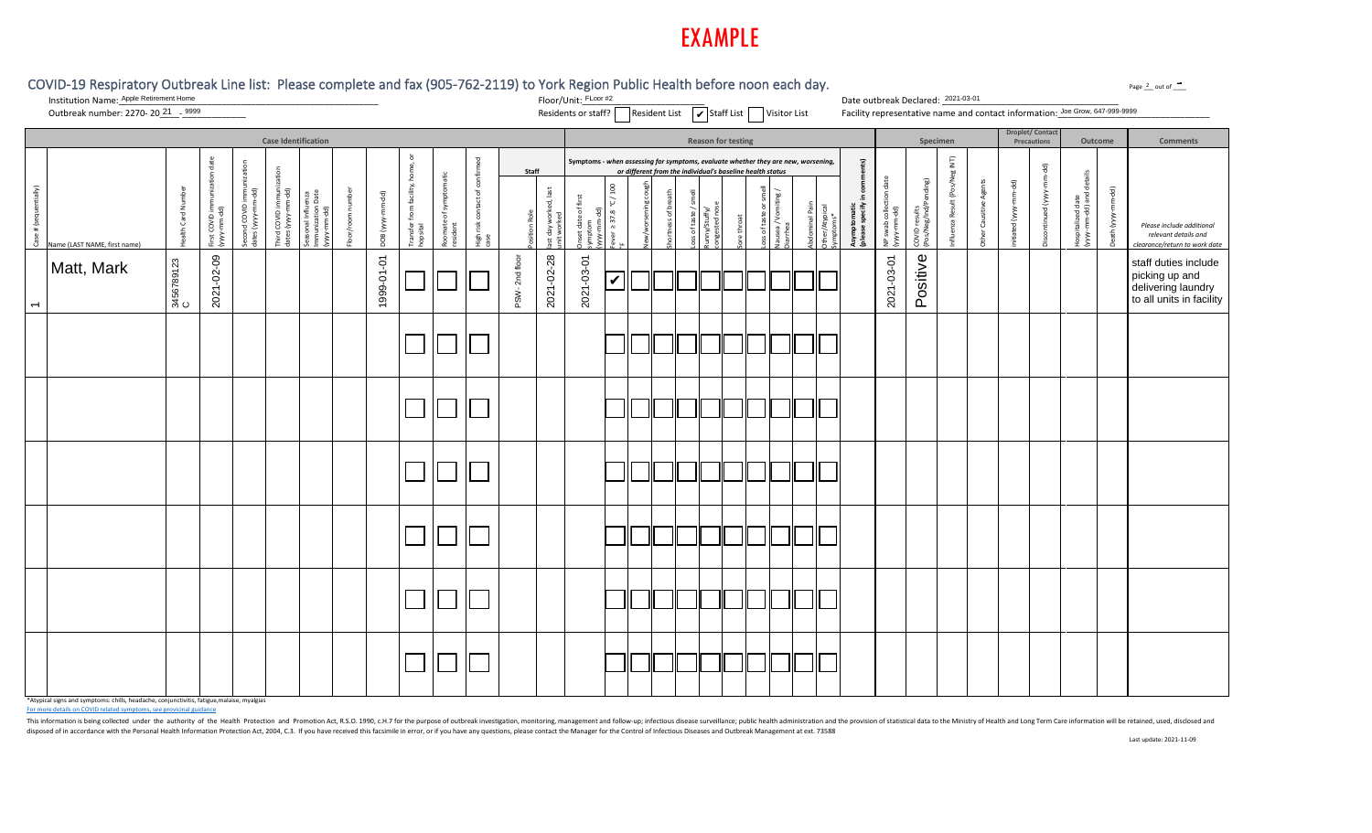# EXAMPLE

## COVID-19 Respiratory Outbreak Line list: Please complete and fax (905-762-2119) to York Region Public Health before noon each day.

Page 2 out of 2

Institution Name: Apple Retirement Home

Floor/Unit: FLoor #2

Date outbreak Declared: 2021-03-01

Outbreak number: 2270- 20 21 - 9999

Residents or staff? ☐ Resident List ☑ Staff List ☐ Visitor List

Facility representative name and contact information: Joe Grow, 647-999-9999

| Case Identification | | | | | | | | | | | | Staff | | Reason for testing | | | | | | | | | | | | | | Specimen | | | | Droplet/ Contact Precautions | | Outcome | | Comments |
|---|---|---|---|---|---|---|---|---|---|---|---|---|---|---|---|---|---|---|---|---|---|---|---|---|---|---|---|---|---|---|---|---|---|---|---|---|
| | | | | | | | | | | | | | | Symptoms - when assessing for symptoms, evaluate whether they are new, worsening, or different from the individual's baseline health status | | | | | | | | | | | | | | | | | | | | | | |
| Case # (sequentially) | Name (LAST NAME, first name) | Health Card Number | First COVID immunization date (yyyy-mm-dd) | Second COVID immunization dates (yyyy-mm-dd) | Third COVID immunization dates (yyyy-mm-dd) | Seasonal influenza Immunization Date (yyyy-mm-dd) | Floor/room number | DOB (yyyy-mm-dd) | Transfer from facility, home, or hospital | Roommate of Symptomatic resident | High risk contact of confirmed case | Position Role | last day worked, last unit worked | Onset date of first symptom (yyyy-mm-dd) | Fever ≥ 37.8 °C / 100 °F | New/worsening cough | Shortness of breath | Loss of taste / smell | Runny/Stuffy/ congested nose | Sore throat | Loss of taste or smell | Nausea / Vomiting / Diarrhea | Abdominal Pain | Other/Atypical Symptoms* | Asymptomatic (please specify in comments) | NP swab collection date (yyyy-mm-dd) | COVID results (Pos/Neg/Ind/Pending) | Influenza Result (Pos/Neg IND) | Other Causitive Agents | Initiated (yyyy-mm-dd) | Discontinued (yyyy-mm-dd) | Hospitalized date (yyyy-mm-dd) and details | Death (yyyy-mm-dd) | Please include additional relevant details and clearance/return to work date |
| 1 | Matt, Mark | 3456789123 C | 2021-02-09 | | | | | 1999-01-01 | ☐ | ☐ | ☐ | PSW- 2nd floor | 2021-02-28 | 2021-03-01 | ☑ | ☐ | ☐ | ☐ | ☐ | ☐ | ☐ | ☐ | ☐ | ☐ | | 2021-03-01 | Positive | | | | | | | staff duties include picking up and delivering laundry to all units in facility |
| | | | | | | | | | ☐ | ☐ | ☐ | | | | ☐ | ☐ | ☐ | ☐ | ☐ | ☐ | ☐ | ☐ | ☐ | ☐ | | | | | | | | | | |
| | | | | | | | | | ☐ | ☐ | ☐ | | | | ☐ | ☐ | ☐ | ☐ | ☐ | ☐ | ☐ | ☐ | ☐ | ☐ | | | | | | | | | | |
| | | | | | | | | | ☐ | ☐ | ☐ | | | | ☐ | ☐ | ☐ | ☐ | ☐ | ☐ | ☐ | ☐ | ☐ | ☐ | | | | | | | | | | |
| | | | | | | | | | ☐ | ☐ | ☐ | | | | ☐ | ☐ | ☐ | ☐ | ☐ | ☐ | ☐ | ☐ | ☐ | ☐ | | | | | | | | | | |
| | | | | | | | | | ☐ | ☐ | ☐ | | | | ☐ | ☐ | ☐ | ☐ | ☐ | ☐ | ☐ | ☐ | ☐ | ☐ | | | | | | | | | | |
| | | | | | | | | | ☐ | ☐ | ☐ | | | | ☐ | ☐ | ☐ | ☐ | ☐ | ☐ | ☐ | ☐ | ☐ | ☐ | | | | | | | | | | |

*Atypical signs and symptoms: chills, headache, conjunctivitis, fatigue,malaise, myalgias

For more details on COVID related symptoms, see provincial guidance

This information is being collected under the authority of the Health Protection and Promotion Act, R.S.O. 1990, c.H.7 for the purpose of outbreak investigation, monitoring, management and follow-up; infectious disease surveillance; public health administration and the provision of statistical data to the Ministry of Health and Long Term Care information will be retained, used, disclosed and disposed of in accordance with the Personal Health Information Protection Act, 2004, C.3. If you have received this facsimile in error, or if you have any questions, please contact the Manager for the Control of Infectious Diseases and Outbreak Management at ext. 73588

Last update: 2021-11-09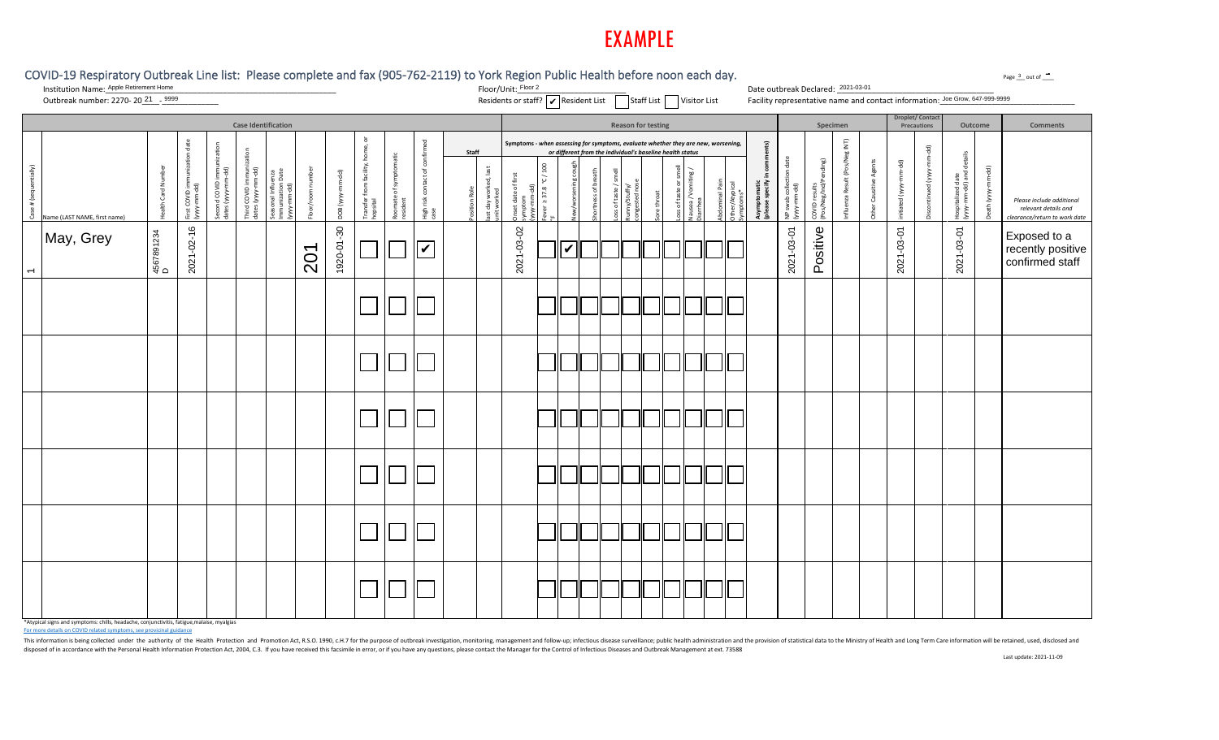# EXAMPLE

## COVID-19 Respiratory Outbreak Line list: Please complete and fax (905-762-2119) to York Region Public Health before noon each day.

Page 3 out of ___

Institution Name: Apple Retirement Home

Outbreak number: 2270- 20 21 - 9999

Floor/Unit: Floor 2

Residents or staff? ☑ Resident List ☐ Staff List ☐ Visitor List

Date outbreak Declared: 2021-03-01

Facility representative name and contact information: Joe Grow, 647-999-9999

| Case Identification | | | | | | | | | | | | | Staff | | Reason for testing | | | | | | | | | | | | | | Specimen | | | | Droplet/ Contact Precautions | | Outcome | | Comments |
|---|---|---|---|---|---|---|---|---|---|---|---|---|---|---|---|---|---|---|---|---|---|---|---|---|---|---|---|---|---|---|---|---|---|---|---|---|---|
| | | | | | | | | | | | | | | | Symptoms - *when assessing for symptoms, evaluate whether they are new, worsening, or different from the individual's baseline health status* | | | | | | | | | | | | | | | | | | | | | | |
| Case # (sequentially) | Name (LAST NAME, first name) | Health Card Number | First COVID immunization date (yyyy-mm-dd) | Second COVID immunization dates (yyyy-mm-dd) | Third COVID immunization dates (yyyy-mm-dd) | Seasonal influenza Immunization Date (yyyy-mm-dd) | Floor/room number | DOB (yyyy-mm-dd) | Transfer from facility, home, or hospital | Roommate of Symptomatic resident | High risk contact of confirmed case | Position Role | last day worked, last unit worked | Onset date of first symptom (yyyy-mm-dd) | Fever ≥ 37.8 °C / 100 °F | New/worsening cough | Shortness of breath | Loss of taste / smell | Runny/Stuffy/ congested nose | Sore throat | Loss of taste or smell | Nausea / Vomiting / Diarrhea | Abdominal Pain | Other/Atypical Symptoms* | Asymptomatic (please specify in comments) | NP swab collection date (yyyy-mm-dd) | COVID results (Pos/Neg/Ind/Pending) | Influenza Result (Pos/Neg INT) | Other Causitive Agents | Initiated (yyyy-mm-dd) | Discontinued (yyyy-mm-dd) | Hospitalized date (yyyy-mm-dd) and details | Death (yyyy-mm-dd) | *Please include additional relevant details and clearance/return to work date* |
| 1 | May, Grey | 4567891234 D | 2021-02-16 | | | | 201 | 1920-01-30 | ☐ | ☐ | ☑ | | | 2021-03-02 | ☐ | ☑ | ☐ | ☐ | ☐ | ☐ | ☐ | ☐ | ☐ | ☐ | | 2021-03-01 | Positive | | | 2021-03-01 | | 2021-03-01 | | Exposed to a recently positive confirmed staff |
| | | | | | | | | | ☐ | ☐ | ☐ | | | | ☐ | ☐ | ☐ | ☐ | ☐ | ☐ | ☐ | ☐ | ☐ | ☐ | | | | | | | | | | |
| | | | | | | | | | ☐ | ☐ | ☐ | | | | ☐ | ☐ | ☐ | ☐ | ☐ | ☐ | ☐ | ☐ | ☐ | ☐ | | | | | | | | | | |
| | | | | | | | | | ☐ | ☐ | ☐ | | | | ☐ | ☐ | ☐ | ☐ | ☐ | ☐ | ☐ | ☐ | ☐ | ☐ | | | | | | | | | | |
| | | | | | | | | | ☐ | ☐ | ☐ | | | | ☐ | ☐ | ☐ | ☐ | ☐ | ☐ | ☐ | ☐ | ☐ | ☐ | | | | | | | | | | |
| | | | | | | | | | ☐ | ☐ | ☐ | | | | ☐ | ☐ | ☐ | ☐ | ☐ | ☐ | ☐ | ☐ | ☐ | ☐ | | | | | | | | | | |
| | | | | | | | | | ☐ | ☐ | ☐ | | | | ☐ | ☐ | ☐ | ☐ | ☐ | ☐ | ☐ | ☐ | ☐ | ☐ | | | | | | | | | | |

*Atypical signs and symptoms: chills, headache, conjunctivitis, fatigue,malaise, myalgias

For more details on COVID related symptoms, see provincial guidance

This information is being collected under the authority of the Health Protection and Promotion Act, R.S.O. 1990, c.H.7 for the purpose of outbreak investigation, monitoring, management and follow-up; infectious disease surveillance; public health administration and the provision of statistical data to the Ministry of Health and Long Term Care information will be retained, used, disclosed and disposed of in accordance with the Personal Health Information Protection Act, 2004, C.3. If you have received this facsimile in error, or if you have any questions, please contact the Manager for the Control of Infectious Diseases and Outbreak Management at ext. 73588

Last update: 2021-11-09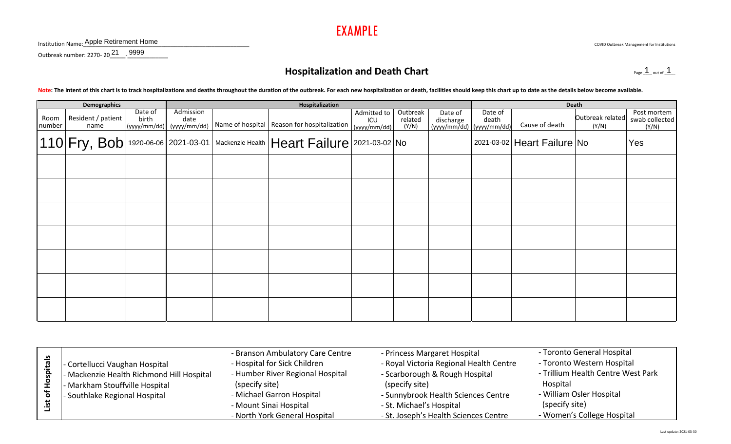# EXAMPLE

Institution Name: Apple Retirement Home

Outbreak number: 2270- 2021 - 9999

COVID Outbreak Management for Institutions

## Hospitalization and Death Chart

Page 1 out of 1

**Note: The intent of this chart is to track hospitalizations and deaths throughout the duration of the outbreak. For each new hospitalization or death, facilities should keep this chart up to date as the details below become available.**

| Demographics | | | Hospitalization | | | | | | Death | | | |
|---|---|---|---|---|---|---|---|---|---|---|---|---|
| Room number | Resident / patient name | Date of birth (yyyy/mm/dd) | Admission date (yyyy/mm/dd) | Name of hospital | Reason for hospitalization | Admitted to ICU (yyyy/mm/dd) | Outbreak related (Y/N) | Date of discharge (yyyy/mm/dd) | Date of death (yyyy/mm/dd) | Cause of death | Outbreak related (Y/N) | Post mortem swab collected (Y/N) |
| 110 | Fry, Bob | 1920-06-06 | 2021-03-01 | Mackenzie Health | Heart Failure | 2021-03-02 | No | | 2021-03-02 | Heart Failure | No | Yes |
| | | | | | | | | | | | | |
| | | | | | | | | | | | | |
| | | | | | | | | | | | | |
| | | | | | | | | | | | | |
| | | | | | | | | | | | | |
| | | | | | | | | | | | | |
| | | | | | | | | | | | | |

**List of Hospitals**

- Cortellucci Vaughan Hospital
- Mackenzie Health Richmond Hill Hospital
- Markham Stouffville Hospital
- Southlake Regional Hospital
- Branson Ambulatory Care Centre
- Hospital for Sick Children
- Humber River Regional Hospital (specify site)
- Michael Garron Hospital
- Mount Sinai Hospital
- North York General Hospital
- Princess Margaret Hospital
- Royal Victoria Regional Health Centre
- Scarborough & Rough Hospital (specify site)
- Sunnybrook Health Sciences Centre
- St. Michael's Hospital
- St. Joseph's Health Sciences Centre
- Toronto General Hospital
- Toronto Western Hospital
- Trillium Health Centre West Park Hospital
- William Osler Hospital (specify site)
- Women's College Hospital

Last update: 2021-03-30